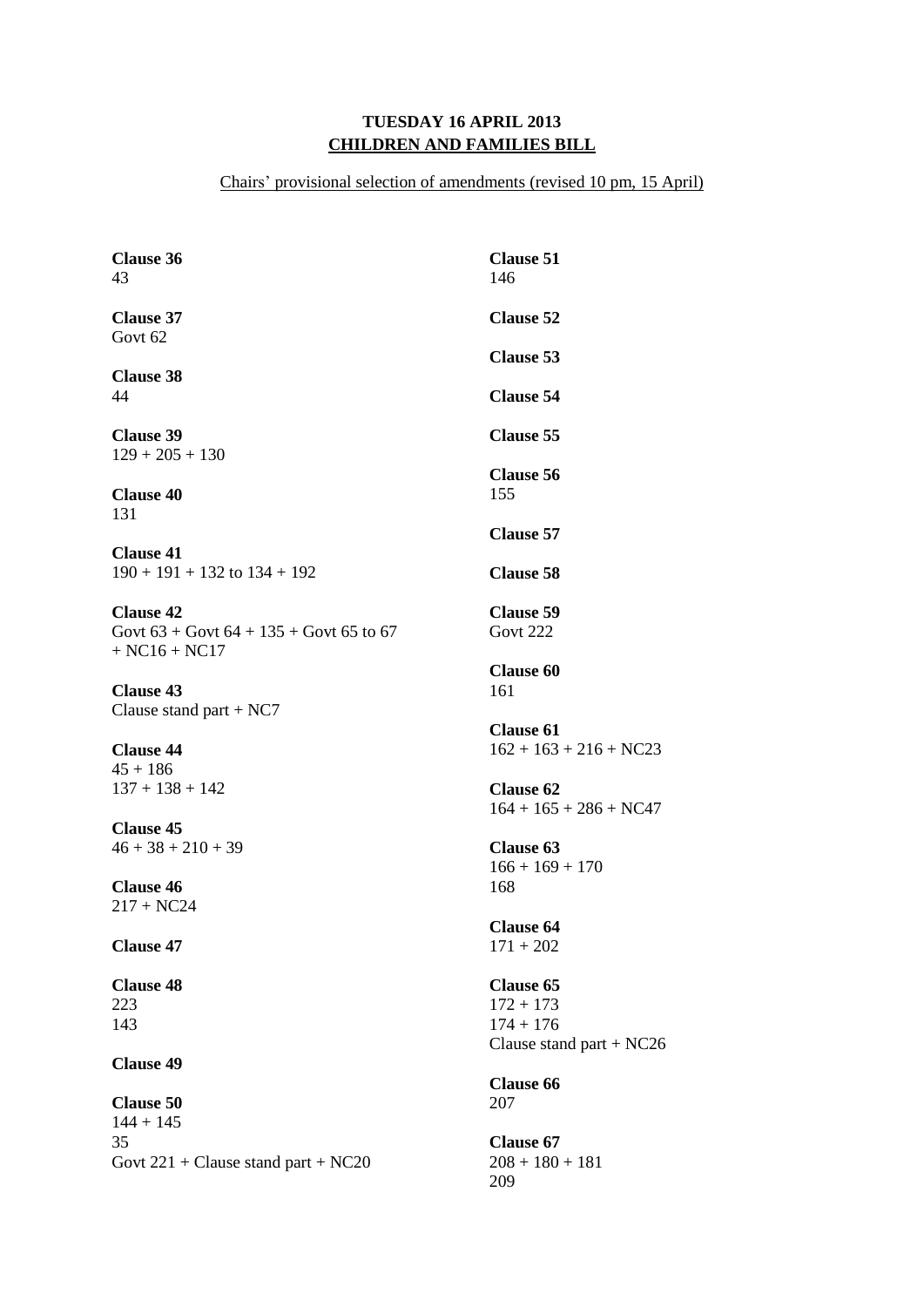**TUESDAY 16 APRIL 2013**
**CHILDREN AND FAMILIES BILL**

Chairs' provisional selection of amendments (revised 10 pm, 15 April)

**Clause 36**
43

**Clause 37**
Govt 62

**Clause 38**
44

**Clause 39**
129 + 205 + 130

**Clause 40**
131

**Clause 41**
190 + 191 + 132 to 134 + 192

**Clause 42**
Govt 63 + Govt 64 + 135 + Govt 65 to 67 + NC16 + NC17

**Clause 43**
Clause stand part + NC7

**Clause 44**
45 + 186
137 + 138 + 142

**Clause 45**
46 + 38 + 210 + 39

**Clause 46**
217 + NC24

**Clause 47**

**Clause 48**
223
143

**Clause 49**

**Clause 50**
144 + 145
35
Govt 221 + Clause stand part + NC20

**Clause 51**
146

**Clause 52**

**Clause 53**

**Clause 54**

**Clause 55**

**Clause 56**
155

**Clause 57**

**Clause 58**

**Clause 59**
Govt 222

**Clause 60**
161

**Clause 61**
162 + 163 + 216 + NC23

**Clause 62**
164 + 165 + 286 + NC47

**Clause 63**
166 + 169 + 170
168

**Clause 64**
171 + 202

**Clause 65**
172 + 173
174 + 176
Clause stand part + NC26

**Clause 66**
207

**Clause 67**
208 + 180 + 181
209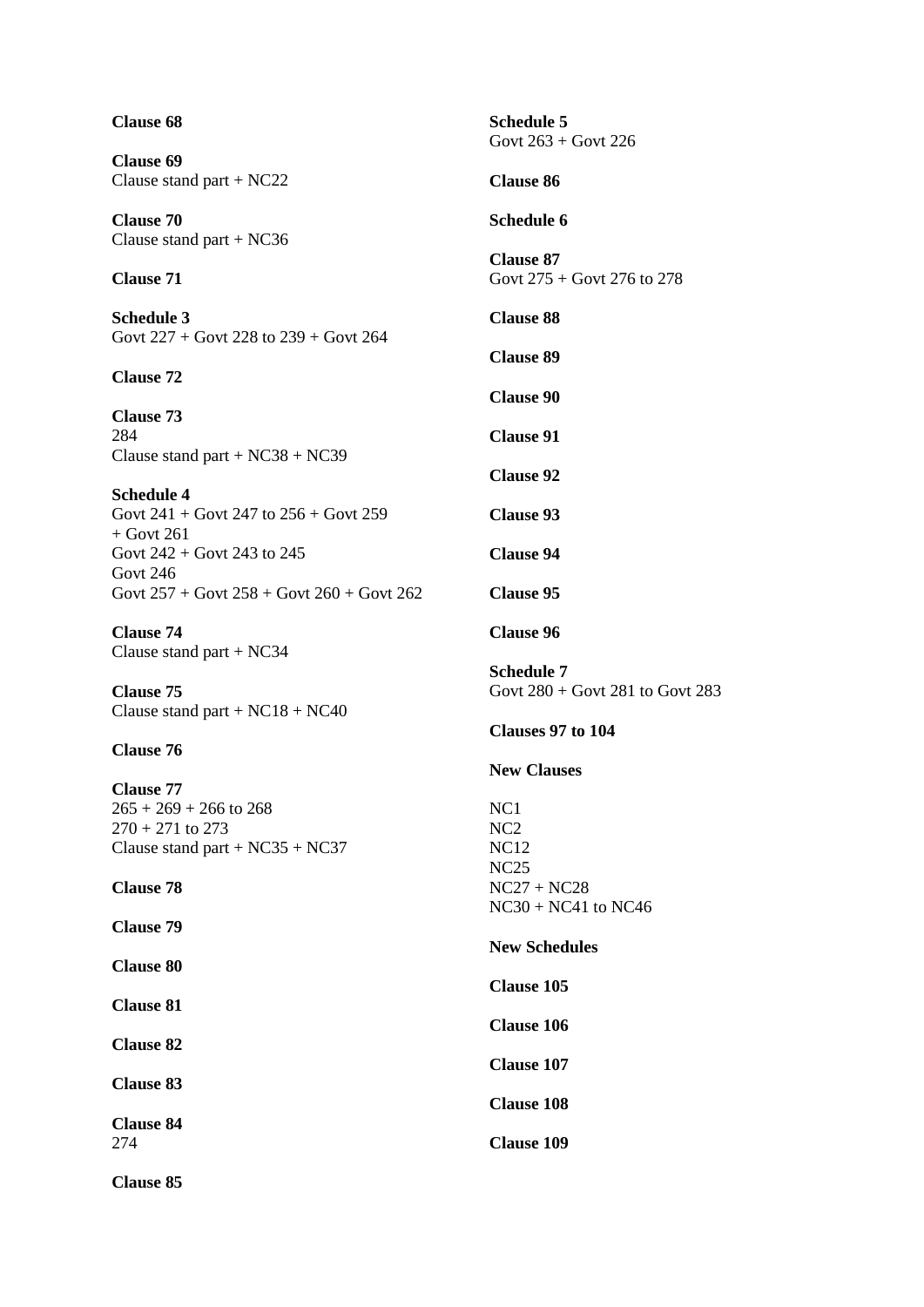**Clause 68**

**Clause 69**
Clause stand part + NC22

**Clause 70**
Clause stand part + NC36

**Clause 71**

**Schedule 3**
Govt 227 + Govt 228 to 239 + Govt 264

**Clause 72**

**Clause 73**
284
Clause stand part + NC38 + NC39

**Schedule 4**
Govt 241 + Govt 247 to 256 + Govt 259 + Govt 261
Govt 242 + Govt 243 to 245
Govt 246
Govt 257 + Govt 258 + Govt 260 + Govt 262

**Clause 74**
Clause stand part + NC34

**Clause 75**
Clause stand part + NC18 + NC40

**Clause 76**

**Clause 77**
265 + 269 + 266 to 268
270 + 271 to 273
Clause stand part + NC35 + NC37

**Clause 78**

**Clause 79**

**Clause 80**

**Clause 81**

**Clause 82**

**Clause 83**

**Clause 84**
274

**Clause 85**

**Schedule 5**
Govt 263 + Govt 226

**Clause 86**

**Schedule 6**

**Clause 87**
Govt 275 + Govt 276 to 278

**Clause 88**

**Clause 89**

**Clause 90**

**Clause 91**

**Clause 92**

**Clause 93**

**Clause 94**

**Clause 95**

**Clause 96**

**Schedule 7**
Govt 280 + Govt 281 to Govt 283

**Clauses 97 to 104**

**New Clauses**

NC1
NC2
NC12
NC25
NC27 + NC28
NC30 + NC41 to NC46

**New Schedules**

**Clause 105**

**Clause 106**

**Clause 107**

**Clause 108**

**Clause 109**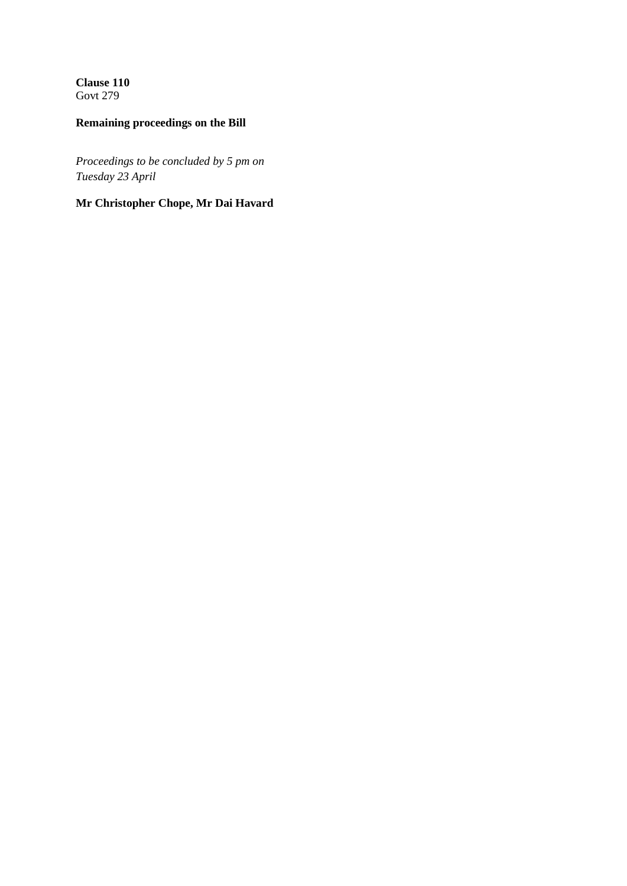**Clause 110**
Govt 279

**Remaining proceedings on the Bill**

*Proceedings to be concluded by 5 pm on Tuesday 23 April*

**Mr Christopher Chope, Mr Dai Havard**